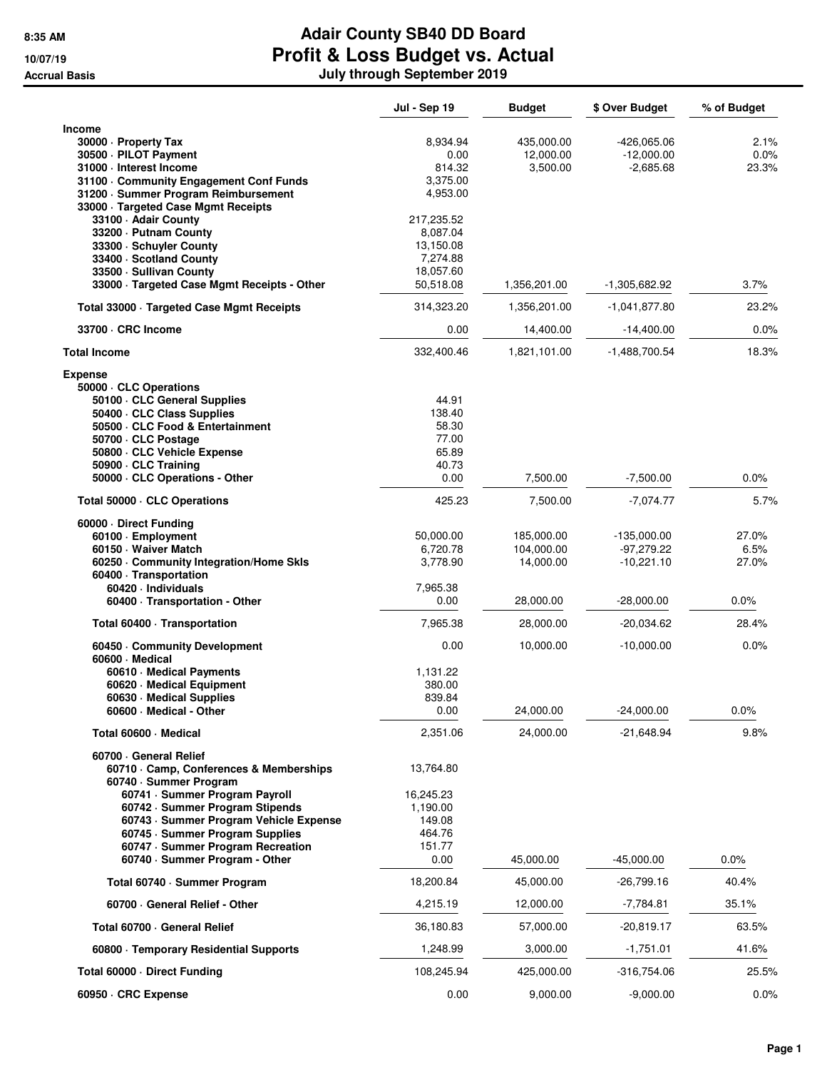**8:35 AM**
**10/07/19**
**Accrual Basis**

# Adair County SB40 DD Board
# Profit & Loss Budget vs. Actual
### July through September 2019

| | Jul - Sep 19 | Budget | $ Over Budget | % of Budget |
|---|---|---|---|---|
| **Income** | | | | |
| 30000 · Property Tax | 8,934.94 | 435,000.00 | -426,065.06 | 2.1% |
| 30500 · PILOT Payment | 0.00 | 12,000.00 | -12,000.00 | 0.0% |
| 31000 · Interest Income | 814.32 | 3,500.00 | -2,685.68 | 23.3% |
| 31100 · Community Engagement Conf Funds | 3,375.00 | | | |
| 31200 · Summer Program Reimbursement | 4,953.00 | | | |
| 33000 · Targeted Case Mgmt Receipts | | | | |
| 33100 · Adair County | 217,235.52 | | | |
| 33200 · Putnam County | 8,087.04 | | | |
| 33300 · Schuyler County | 13,150.08 | | | |
| 33400 · Scotland County | 7,274.88 | | | |
| 33500 · Sullivan County | 18,057.60 | | | |
| 33000 · Targeted Case Mgmt Receipts - Other | 50,518.08 | 1,356,201.00 | -1,305,682.92 | 3.7% |
| Total 33000 · Targeted Case Mgmt Receipts | 314,323.20 | 1,356,201.00 | -1,041,877.80 | 23.2% |
| 33700 · CRC Income | 0.00 | 14,400.00 | -14,400.00 | 0.0% |
| **Total Income** | 332,400.46 | 1,821,101.00 | -1,488,700.54 | 18.3% |
| **Expense** | | | | |
| 50000 · CLC Operations | | | | |
| 50100 · CLC General Supplies | 44.91 | | | |
| 50400 · CLC Class Supplies | 138.40 | | | |
| 50500 · CLC Food & Entertainment | 58.30 | | | |
| 50700 · CLC Postage | 77.00 | | | |
| 50800 · CLC Vehicle Expense | 65.89 | | | |
| 50900 · CLC Training | 40.73 | | | |
| 50000 · CLC Operations - Other | 0.00 | 7,500.00 | -7,500.00 | 0.0% |
| Total 50000 · CLC Operations | 425.23 | 7,500.00 | -7,074.77 | 5.7% |
| 60000 · Direct Funding | | | | |
| 60100 · Employment | 50,000.00 | 185,000.00 | -135,000.00 | 27.0% |
| 60150 · Waiver Match | 6,720.78 | 104,000.00 | -97,279.22 | 6.5% |
| 60250 · Community Integration/Home Skls | 3,778.90 | 14,000.00 | -10,221.10 | 27.0% |
| 60400 · Transportation | | | | |
| 60420 · Individuals | 7,965.38 | | | |
| 60400 · Transportation - Other | 0.00 | 28,000.00 | -28,000.00 | 0.0% |
| Total 60400 · Transportation | 7,965.38 | 28,000.00 | -20,034.62 | 28.4% |
| 60450 · Community Development | 0.00 | 10,000.00 | -10,000.00 | 0.0% |
| 60600 · Medical | | | | |
| 60610 · Medical Payments | 1,131.22 | | | |
| 60620 · Medical Equipment | 380.00 | | | |
| 60630 · Medical Supplies | 839.84 | | | |
| 60600 · Medical - Other | 0.00 | 24,000.00 | -24,000.00 | 0.0% |
| Total 60600 · Medical | 2,351.06 | 24,000.00 | -21,648.94 | 9.8% |
| 60700 · General Relief | | | | |
| 60710 · Camp, Conferences & Memberships | 13,764.80 | | | |
| 60740 · Summer Program | | | | |
| 60741 · Summer Program Payroll | 16,245.23 | | | |
| 60742 · Summer Program Stipends | 1,190.00 | | | |
| 60743 · Summer Program Vehicle Expense | 149.08 | | | |
| 60745 · Summer Program Supplies | 464.76 | | | |
| 60747 · Summer Program Recreation | 151.77 | | | |
| 60740 · Summer Program - Other | 0.00 | 45,000.00 | -45,000.00 | 0.0% |
| Total 60740 · Summer Program | 18,200.84 | 45,000.00 | -26,799.16 | 40.4% |
| 60700 · General Relief - Other | 4,215.19 | 12,000.00 | -7,784.81 | 35.1% |
| Total 60700 · General Relief | 36,180.83 | 57,000.00 | -20,819.17 | 63.5% |
| 60800 · Temporary Residential Supports | 1,248.99 | 3,000.00 | -1,751.01 | 41.6% |
| Total 60000 · Direct Funding | 108,245.94 | 425,000.00 | -316,754.06 | 25.5% |
| 60950 · CRC Expense | 0.00 | 9,000.00 | -9,000.00 | 0.0% |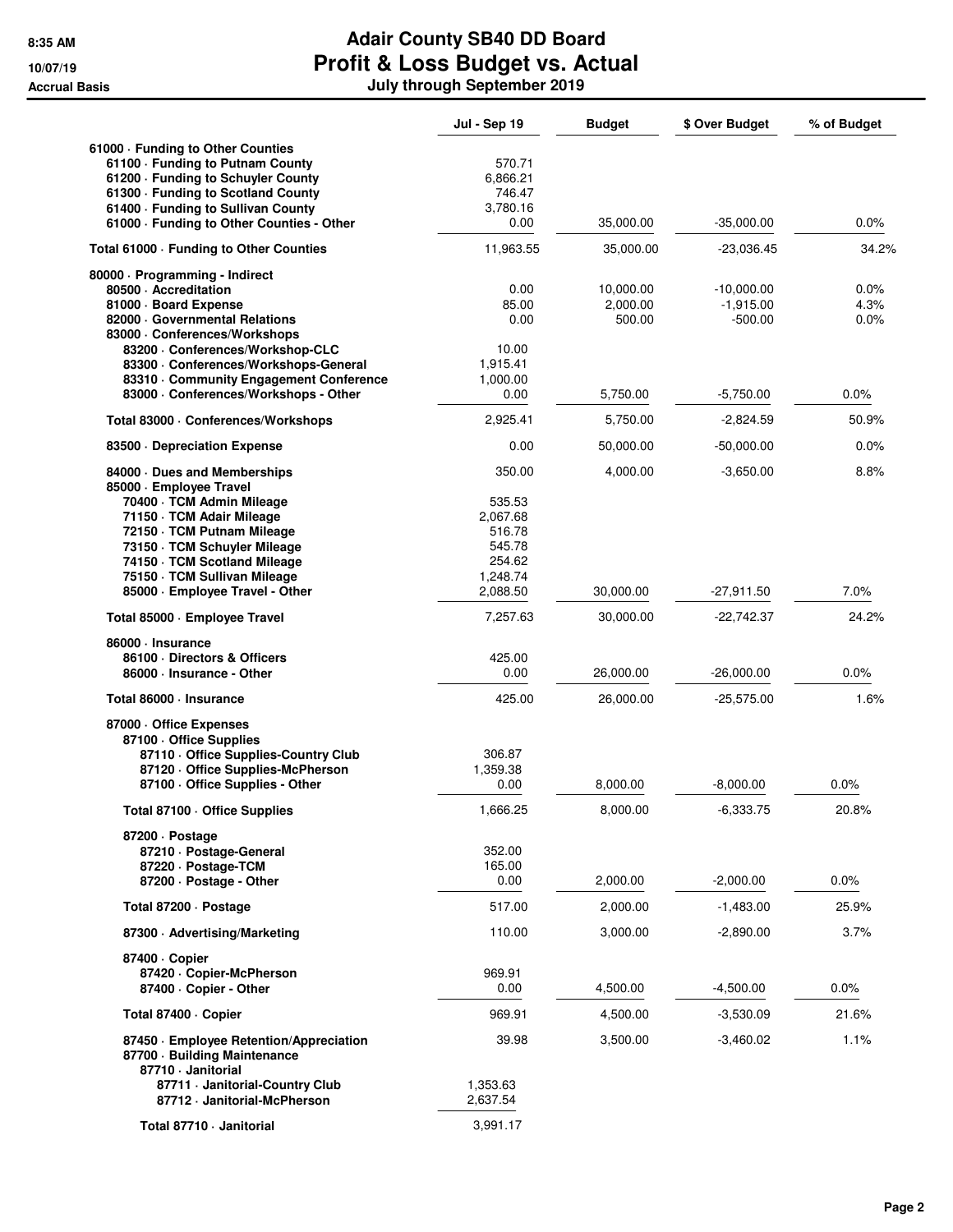# Adair County SB40 DD Board
## Profit & Loss Budget vs. Actual
### July through September 2019

Accrual Basis

| | Jul - Sep 19 | Budget | $ Over Budget | % of Budget |
|---|---|---|---|---|
| 61000 · Funding to Other Counties | | | | |
| 61100 · Funding to Putnam County | 570.71 | | | |
| 61200 · Funding to Schuyler County | 6,866.21 | | | |
| 61300 · Funding to Scotland County | 746.47 | | | |
| 61400 · Funding to Sullivan County | 3,780.16 | | | |
| 61000 · Funding to Other Counties - Other | 0.00 | 35,000.00 | -35,000.00 | 0.0% |
| **Total 61000 · Funding to Other Counties** | 11,963.55 | 35,000.00 | -23,036.45 | 34.2% |
| 80000 · Programming - Indirect | | | | |
| 80500 · Accreditation | 0.00 | 10,000.00 | -10,000.00 | 0.0% |
| 81000 · Board Expense | 85.00 | 2,000.00 | -1,915.00 | 4.3% |
| 82000 · Governmental Relations | 0.00 | 500.00 | -500.00 | 0.0% |
| 83000 · Conferences/Workshops | | | | |
| 83200 · Conferences/Workshop-CLC | 10.00 | | | |
| 83300 · Conferences/Workshops-General | 1,915.41 | | | |
| 83310 · Community Engagement Conference | 1,000.00 | | | |
| 83000 · Conferences/Workshops - Other | 0.00 | 5,750.00 | -5,750.00 | 0.0% |
| **Total 83000 · Conferences/Workshops** | 2,925.41 | 5,750.00 | -2,824.59 | 50.9% |
| 83500 · Depreciation Expense | 0.00 | 50,000.00 | -50,000.00 | 0.0% |
| 84000 · Dues and Memberships | 350.00 | 4,000.00 | -3,650.00 | 8.8% |
| 85000 · Employee Travel | | | | |
| 70400 · TCM Admin Mileage | 535.53 | | | |
| 71150 · TCM Adair Mileage | 2,067.68 | | | |
| 72150 · TCM Putnam Mileage | 516.78 | | | |
| 73150 · TCM Schuyler Mileage | 545.78 | | | |
| 74150 · TCM Scotland Mileage | 254.62 | | | |
| 75150 · TCM Sullivan Mileage | 1,248.74 | | | |
| 85000 · Employee Travel - Other | 2,088.50 | 30,000.00 | -27,911.50 | 7.0% |
| **Total 85000 · Employee Travel** | 7,257.63 | 30,000.00 | -22,742.37 | 24.2% |
| 86000 · Insurance | | | | |
| 86100 · Directors & Officers | 425.00 | | | |
| 86000 · Insurance - Other | 0.00 | 26,000.00 | -26,000.00 | 0.0% |
| **Total 86000 · Insurance** | 425.00 | 26,000.00 | -25,575.00 | 1.6% |
| 87000 · Office Expenses | | | | |
| 87100 · Office Supplies | | | | |
| 87110 · Office Supplies-Country Club | 306.87 | | | |
| 87120 · Office Supplies-McPherson | 1,359.38 | | | |
| 87100 · Office Supplies - Other | 0.00 | 8,000.00 | -8,000.00 | 0.0% |
| **Total 87100 · Office Supplies** | 1,666.25 | 8,000.00 | -6,333.75 | 20.8% |
| 87200 · Postage | | | | |
| 87210 · Postage-General | 352.00 | | | |
| 87220 · Postage-TCM | 165.00 | | | |
| 87200 · Postage - Other | 0.00 | 2,000.00 | -2,000.00 | 0.0% |
| **Total 87200 · Postage** | 517.00 | 2,000.00 | -1,483.00 | 25.9% |
| 87300 · Advertising/Marketing | 110.00 | 3,000.00 | -2,890.00 | 3.7% |
| 87400 · Copier | | | | |
| 87420 · Copier-McPherson | 969.91 | | | |
| 87400 · Copier - Other | 0.00 | 4,500.00 | -4,500.00 | 0.0% |
| **Total 87400 · Copier** | 969.91 | 4,500.00 | -3,530.09 | 21.6% |
| 87450 · Employee Retention/Appreciation | 39.98 | 3,500.00 | -3,460.02 | 1.1% |
| 87700 · Building Maintenance | | | | |
| 87710 · Janitorial | | | | |
| 87711 · Janitorial-Country Club | 1,353.63 | | | |
| 87712 · Janitorial-McPherson | 2,637.54 | | | |
| **Total 87710 · Janitorial** | 3,991.17 | | | |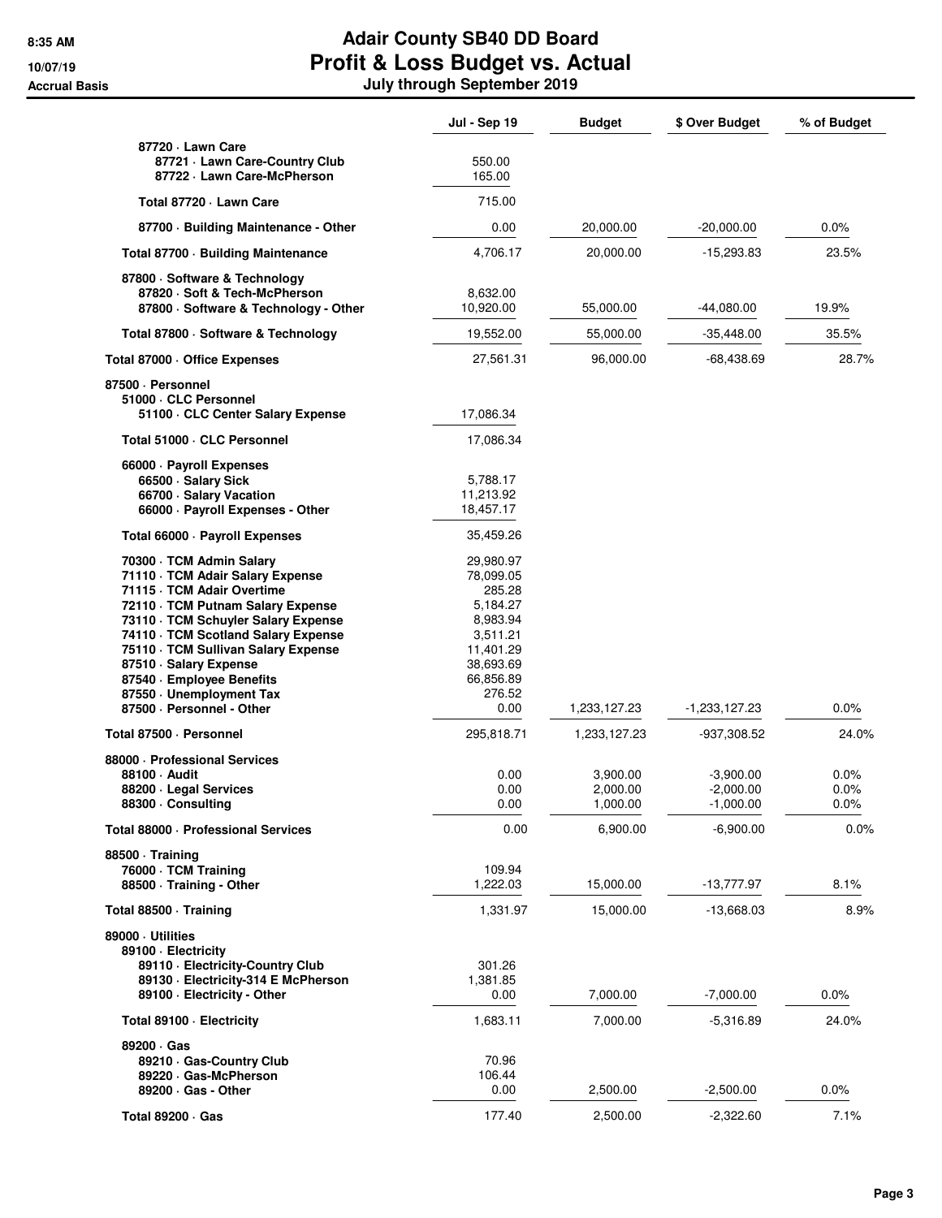# Adair County SB40 DD Board
## Profit & Loss Budget vs. Actual
### July through September 2019

8:35 AM
10/07/19
Accrual Basis

| | Jul - Sep 19 | Budget | $ Over Budget | % of Budget |
|---|---|---|---|---|
| 87720 · Lawn Care | | | | |
| 87721 · Lawn Care-Country Club | 550.00 | | | |
| 87722 · Lawn Care-McPherson | 165.00 | | | |
| **Total 87720 · Lawn Care** | 715.00 | | | |
| 87700 · Building Maintenance - Other | 0.00 | 20,000.00 | -20,000.00 | 0.0% |
| **Total 87700 · Building Maintenance** | 4,706.17 | 20,000.00 | -15,293.83 | 23.5% |
| 87800 · Software & Technology | | | | |
| 87820 · Soft & Tech-McPherson | 8,632.00 | | | |
| 87800 · Software & Technology - Other | 10,920.00 | 55,000.00 | -44,080.00 | 19.9% |
| **Total 87800 · Software & Technology** | 19,552.00 | 55,000.00 | -35,448.00 | 35.5% |
| **Total 87000 · Office Expenses** | 27,561.31 | 96,000.00 | -68,438.69 | 28.7% |
| 87500 · Personnel | | | | |
| 51000 · CLC Personnel | | | | |
| 51100 · CLC Center Salary Expense | 17,086.34 | | | |
| **Total 51000 · CLC Personnel** | 17,086.34 | | | |
| 66000 · Payroll Expenses | | | | |
| 66500 · Salary Sick | 5,788.17 | | | |
| 66700 · Salary Vacation | 11,213.92 | | | |
| 66000 · Payroll Expenses - Other | 18,457.17 | | | |
| **Total 66000 · Payroll Expenses** | 35,459.26 | | | |
| 70300 · TCM Admin Salary | 29,980.97 | | | |
| 71110 · TCM Adair Salary Expense | 78,099.05 | | | |
| 71115 · TCM Adair Overtime | 285.28 | | | |
| 72110 · TCM Putnam Salary Expense | 5,184.27 | | | |
| 73110 · TCM Schuyler Salary Expense | 8,983.94 | | | |
| 74110 · TCM Scotland Salary Expense | 3,511.21 | | | |
| 75110 · TCM Sullivan Salary Expense | 11,401.29 | | | |
| 87510 · Salary Expense | 38,693.69 | | | |
| 87540 · Employee Benefits | 66,856.89 | | | |
| 87550 · Unemployment Tax | 276.52 | | | |
| 87500 · Personnel - Other | 0.00 | 1,233,127.23 | -1,233,127.23 | 0.0% |
| **Total 87500 · Personnel** | 295,818.71 | 1,233,127.23 | -937,308.52 | 24.0% |
| 88000 · Professional Services | | | | |
| 88100 · Audit | 0.00 | 3,900.00 | -3,900.00 | 0.0% |
| 88200 · Legal Services | 0.00 | 2,000.00 | -2,000.00 | 0.0% |
| 88300 · Consulting | 0.00 | 1,000.00 | -1,000.00 | 0.0% |
| **Total 88000 · Professional Services** | 0.00 | 6,900.00 | -6,900.00 | 0.0% |
| 88500 · Training | | | | |
| 76000 · TCM Training | 109.94 | | | |
| 88500 · Training - Other | 1,222.03 | 15,000.00 | -13,777.97 | 8.1% |
| **Total 88500 · Training** | 1,331.97 | 15,000.00 | -13,668.03 | 8.9% |
| 89000 · Utilities | | | | |
| 89100 · Electricity | | | | |
| 89110 · Electricity-Country Club | 301.26 | | | |
| 89130 · Electricity-314 E McPherson | 1,381.85 | | | |
| 89100 · Electricity - Other | 0.00 | 7,000.00 | -7,000.00 | 0.0% |
| **Total 89100 · Electricity** | 1,683.11 | 7,000.00 | -5,316.89 | 24.0% |
| 89200 · Gas | | | | |
| 89210 · Gas-Country Club | 70.96 | | | |
| 89220 · Gas-McPherson | 106.44 | | | |
| 89200 · Gas - Other | 0.00 | 2,500.00 | -2,500.00 | 0.0% |
| **Total 89200 · Gas** | 177.40 | 2,500.00 | -2,322.60 | 7.1% |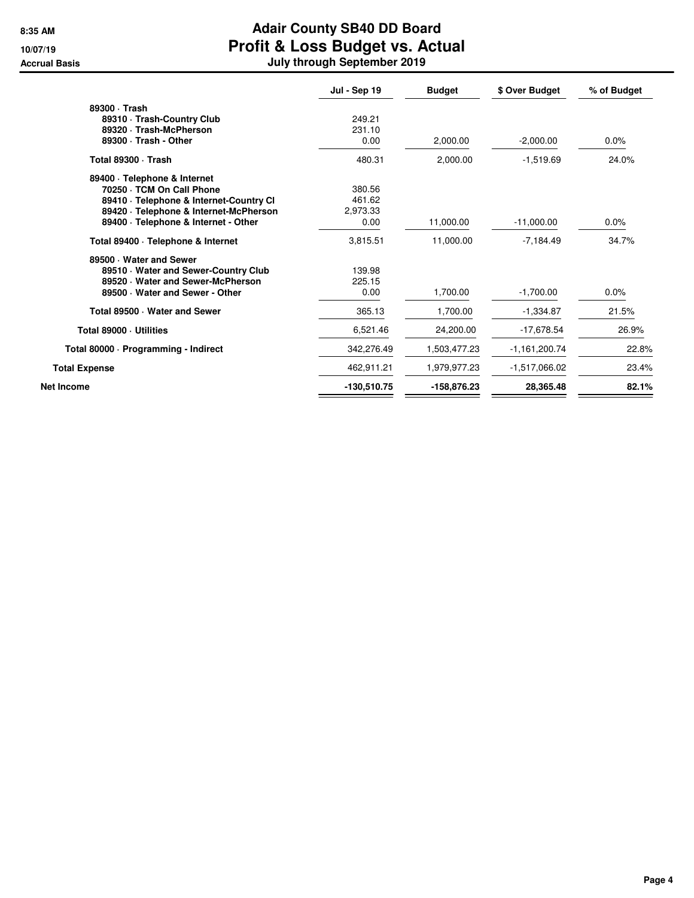# Adair County SB40 DD Board

## Profit & Loss Budget vs. Actual

### July through September 2019

8:35 AM
10/07/19
Accrual Basis

| | Jul - Sep 19 | Budget | $ Over Budget | % of Budget |
|---|---|---|---|---|
| 89300 · Trash | | | | |
| 89310 · Trash-Country Club | 249.21 | | | |
| 89320 · Trash-McPherson | 231.10 | | | |
| 89300 · Trash - Other | 0.00 | 2,000.00 | -2,000.00 | 0.0% |
| **Total 89300 · Trash** | 480.31 | 2,000.00 | -1,519.69 | 24.0% |
| 89400 · Telephone & Internet | | | | |
| 70250 · TCM On Call Phone | 380.56 | | | |
| 89410 · Telephone & Internet-Country Cl | 461.62 | | | |
| 89420 · Telephone & Internet-McPherson | 2,973.33 | | | |
| 89400 · Telephone & Internet - Other | 0.00 | 11,000.00 | -11,000.00 | 0.0% |
| **Total 89400 · Telephone & Internet** | 3,815.51 | 11,000.00 | -7,184.49 | 34.7% |
| 89500 · Water and Sewer | | | | |
| 89510 · Water and Sewer-Country Club | 139.98 | | | |
| 89520 · Water and Sewer-McPherson | 225.15 | | | |
| 89500 · Water and Sewer - Other | 0.00 | 1,700.00 | -1,700.00 | 0.0% |
| **Total 89500 · Water and Sewer** | 365.13 | 1,700.00 | -1,334.87 | 21.5% |
| **Total 89000 · Utilities** | 6,521.46 | 24,200.00 | -17,678.54 | 26.9% |
| **Total 80000 · Programming - Indirect** | 342,276.49 | 1,503,477.23 | -1,161,200.74 | 22.8% |
| **Total Expense** | 462,911.21 | 1,979,977.23 | -1,517,066.02 | 23.4% |
| **Net Income** | **-130,510.75** | **-158,876.23** | **28,365.48** | **82.1%** |